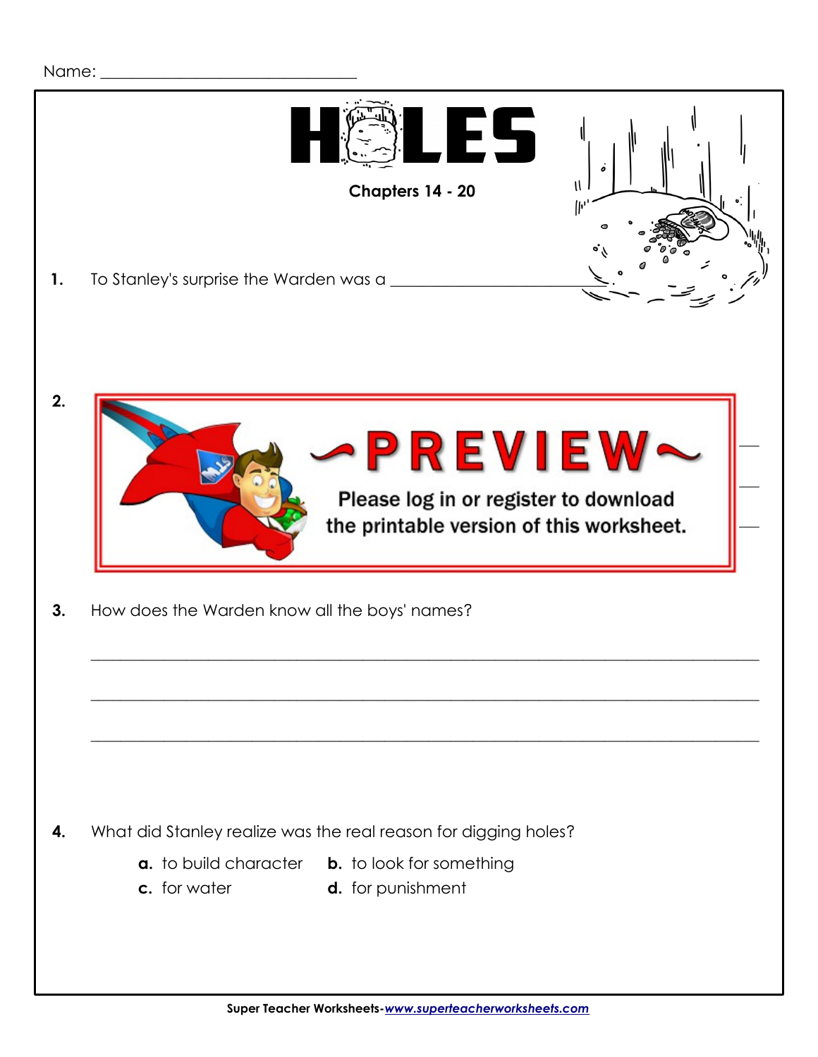Name: ______________________________

# HOLES

**Chapters 14 - 20**

**1.** To Stanley's surprise the Warden was a ______________________

**2.** PREVIEW

Please log in or register to download the printable version of this worksheet.

**3.** How does the Warden know all the boys' names?

_______________________________________________________________

_______________________________________________________________

_______________________________________________________________

**4.** What did Stanley realize was the real reason for digging holes?

**a.** to build character **b.** to look for something

**c.** for water **d.** for punishment

Super Teacher Worksheets-www.superteacherworksheets.com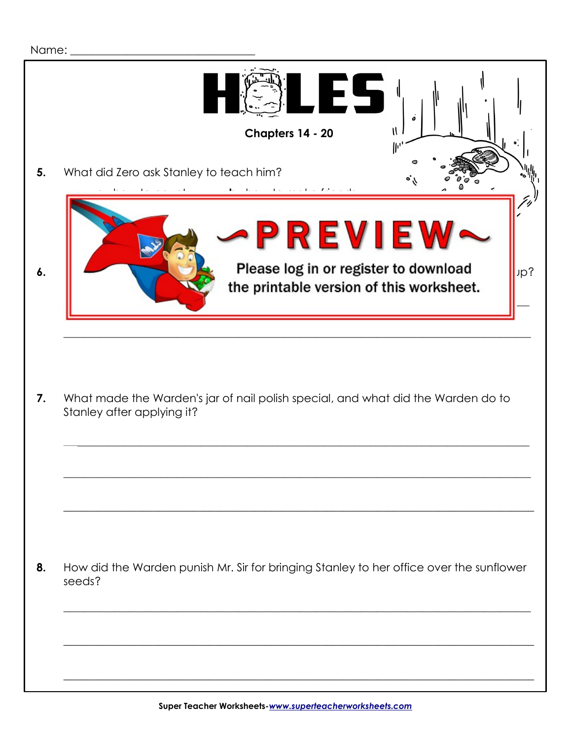Name: ______________________________

# HOLES

**Chapters 14 - 20**

**5.** What did Zero ask Stanley to teach him?

**PREVIEW**

Please log in or register to download the printable version of this worksheet.

**6.** ...up?

______________________________________________________________________________

**7.** What made the Warden's jar of nail polish special, and what did the Warden do to Stanley after applying it?

______________________________________________________________________________

______________________________________________________________________________

______________________________________________________________________________

**8.** How did the Warden punish Mr. Sir for bringing Stanley to her office over the sunflower seeds?

______________________________________________________________________________

______________________________________________________________________________

______________________________________________________________________________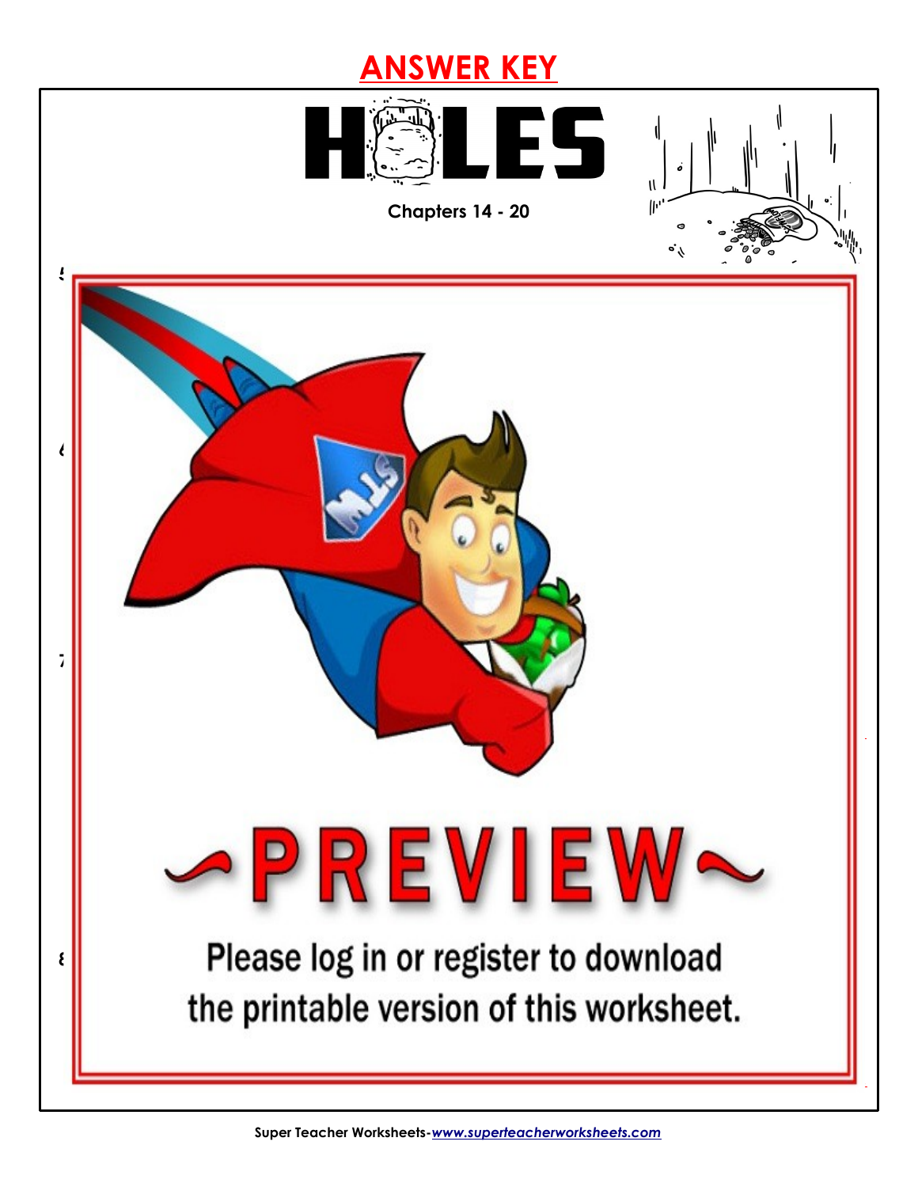# ANSWER KEY

# HOLES

Chapters 14 - 20

~PREVIEW~

Please log in or register to download the printable version of this worksheet.